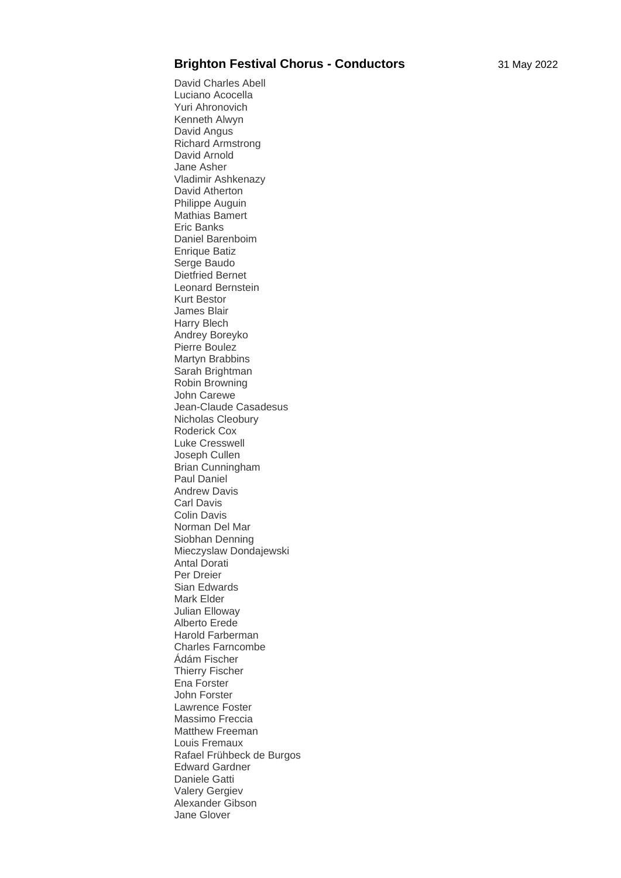**Brighton Festival Chorus - Conductors** 31 May 2022

David Charles Abell
Luciano Acocella
Yuri Ahronovich
Kenneth Alwyn
David Angus
Richard Armstrong
David Arnold
Jane Asher
Vladimir Ashkenazy
David Atherton
Philippe Auguin
Mathias Bamert
Eric Banks
Daniel Barenboim
Enrique Batiz
Serge Baudo
Dietfried Bernet
Leonard Bernstein
Kurt Bestor
James Blair
Harry Blech
Andrey Boreyko
Pierre Boulez
Martyn Brabbins
Sarah Brightman
Robin Browning
John Carewe
Jean-Claude Casadesus
Nicholas Cleobury
Roderick Cox
Luke Cresswell
Joseph Cullen
Brian Cunningham
Paul Daniel
Andrew Davis
Carl Davis
Colin Davis
Norman Del Mar
Siobhan Denning
Mieczyslaw Dondajewski
Antal Dorati
Per Dreier
Sian Edwards
Mark Elder
Julian Elloway
Alberto Erede
Harold Farberman
Charles Farncombe
Ádám Fischer
Thierry Fischer
Ena Forster
John Forster
Lawrence Foster
Massimo Freccia
Matthew Freeman
Louis Fremaux
Rafael Frühbeck de Burgos
Edward Gardner
Daniele Gatti
Valery Gergiev
Alexander Gibson
Jane Glover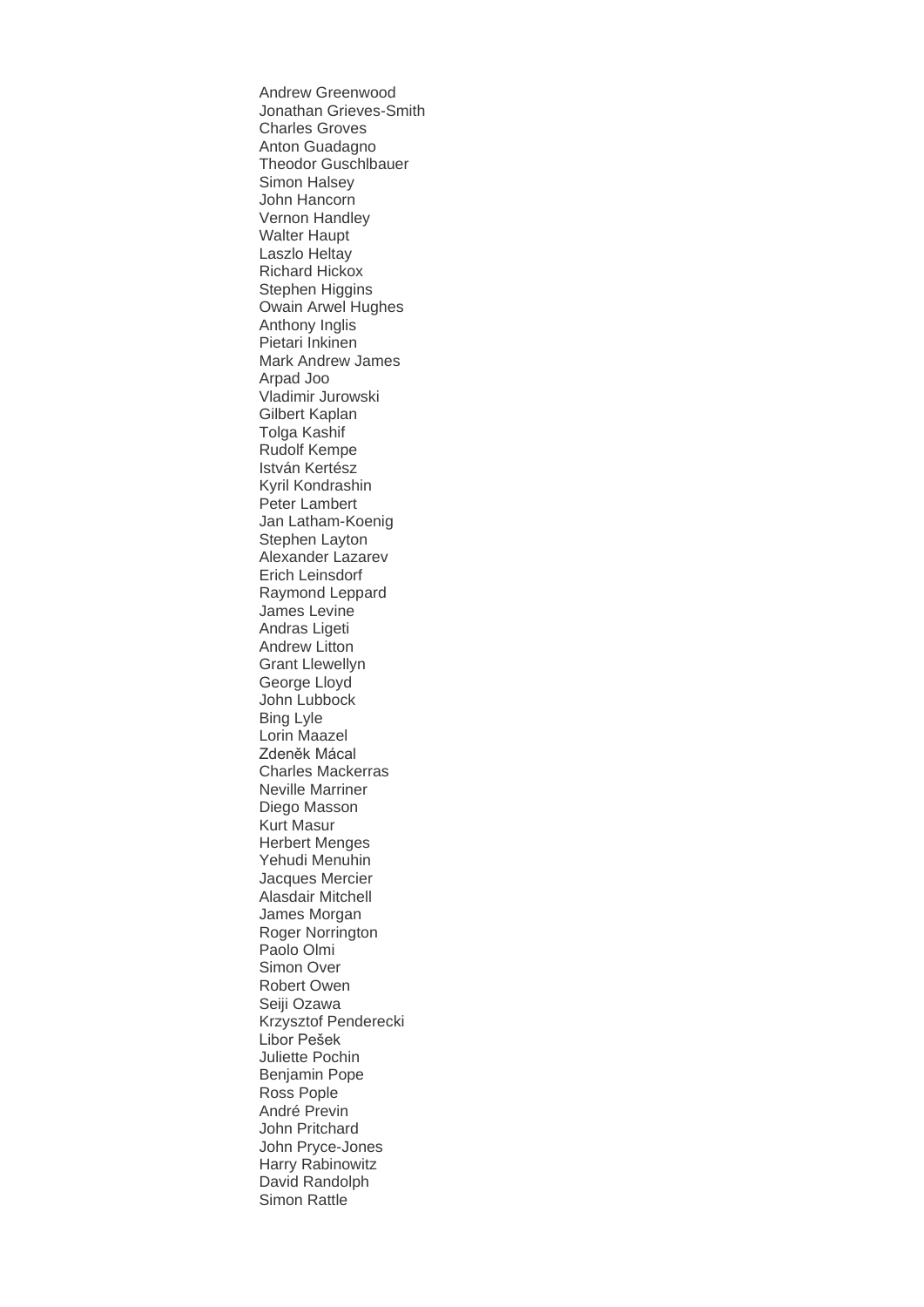Andrew Greenwood
Jonathan Grieves-Smith
Charles Groves
Anton Guadagno
Theodor Guschlbauer
Simon Halsey
John Hancorn
Vernon Handley
Walter Haupt
Laszlo Heltay
Richard Hickox
Stephen Higgins
Owain Arwel Hughes
Anthony Inglis
Pietari Inkinen
Mark Andrew James
Arpad Joo
Vladimir Jurowski
Gilbert Kaplan
Tolga Kashif
Rudolf Kempe
István Kertész
Kyril Kondrashin
Peter Lambert
Jan Latham-Koenig
Stephen Layton
Alexander Lazarev
Erich Leinsdorf
Raymond Leppard
James Levine
Andras Ligeti
Andrew Litton
Grant Llewellyn
George Lloyd
John Lubbock
Bing Lyle
Lorin Maazel
Zdeněk Mácal
Charles Mackerras
Neville Marriner
Diego Masson
Kurt Masur
Herbert Menges
Yehudi Menuhin
Jacques Mercier
Alasdair Mitchell
James Morgan
Roger Norrington
Paolo Olmi
Simon Over
Robert Owen
Seiji Ozawa
Krzysztof Penderecki
Libor Pešek
Juliette Pochin
Benjamin Pope
Ross Pople
André Previn
John Pritchard
John Pryce-Jones
Harry Rabinowitz
David Randolph
Simon Rattle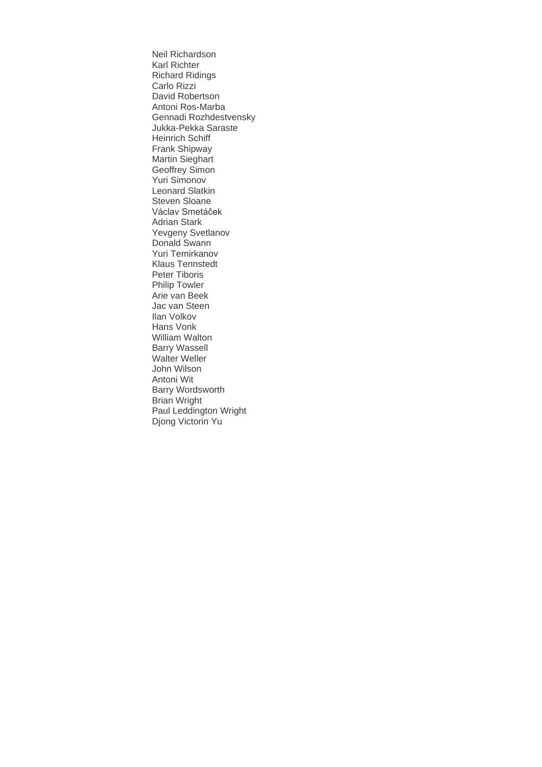Neil Richardson
Karl Richter
Richard Ridings
Carlo Rizzi
David Robertson
Antoni Ros-Marba
Gennadi Rozhdestvensky
Jukka-Pekka Saraste
Heinrich Schiff
Frank Shipway
Martin Sieghart
Geoffrey Simon
Yuri Simonov
Leonard Slatkin
Steven Sloane
Václav Smetáček
Adrian Stark
Yevgeny Svetlanov
Donald Swann
Yuri Temirkanov
Klaus Tennstedt
Peter Tiboris
Philip Towler
Arie van Beek
Jac van Steen
Ilan Volkov
Hans Vonk
William Walton
Barry Wassell
Walter Weller
John Wilson
Antoni Wit
Barry Wordsworth
Brian Wright
Paul Leddington Wright
Djong Victorin Yu